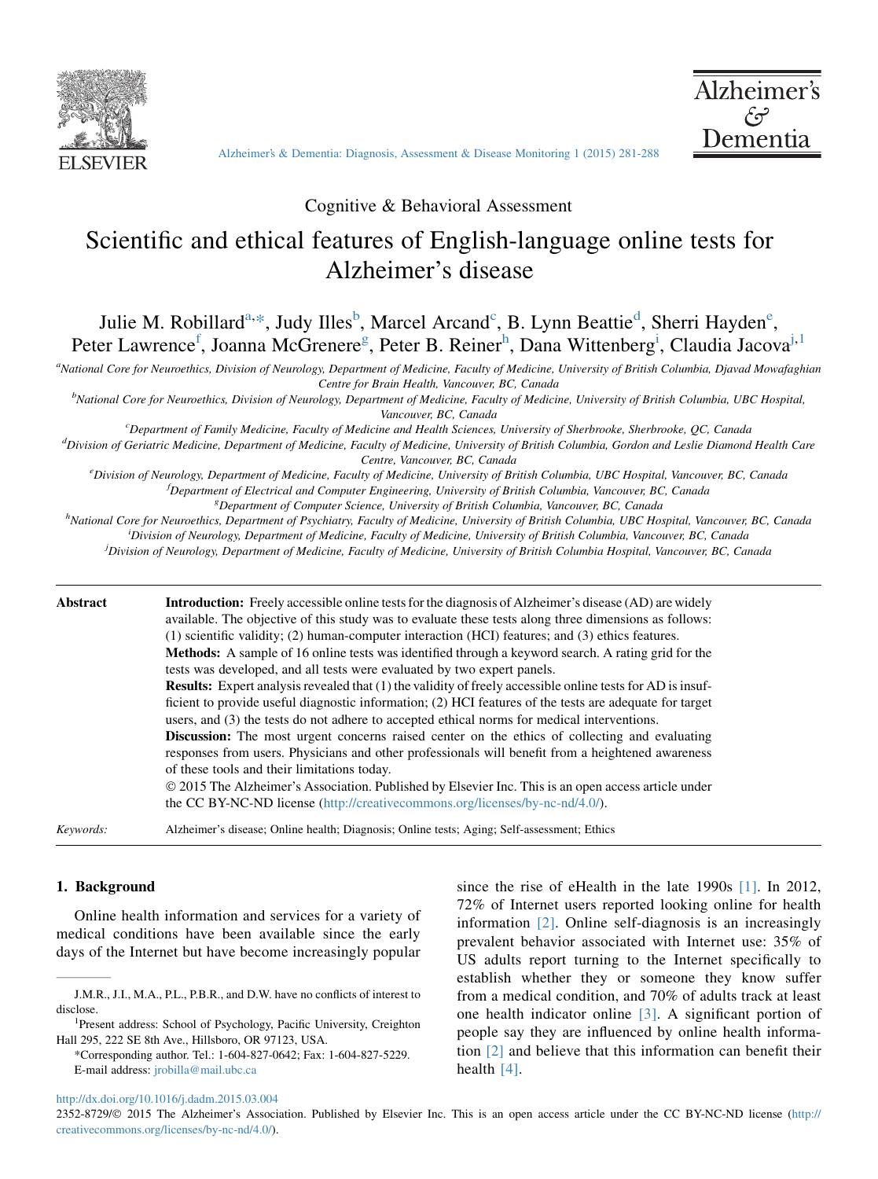Cognitive & Behavioral Assessment

# Scientific and ethical features of English-language online tests for Alzheimer's disease

Julie M. Robillard[a,*], Judy Illes[b], Marcel Arcand[c], B. Lynn Beattie[d], Sherri Hayden[e], Peter Lawrence[f], Joanna McGrenere[g], Peter B. Reiner[h], Dana Wittenberg[i], Claudia Jacova[j,1]

[a]National Core for Neuroethics, Division of Neurology, Department of Medicine, Faculty of Medicine, University of British Columbia, Djavad Mowafaghian Centre for Brain Health, Vancouver, BC, Canada

[b]National Core for Neuroethics, Division of Neurology, Department of Medicine, Faculty of Medicine, University of British Columbia, UBC Hospital, Vancouver, BC, Canada

[c]Department of Family Medicine, Faculty of Medicine and Health Sciences, University of Sherbrooke, Sherbrooke, QC, Canada

[d]Division of Geriatric Medicine, Department of Medicine, Faculty of Medicine, University of British Columbia, Gordon and Leslie Diamond Health Care Centre, Vancouver, BC, Canada

[e]Division of Neurology, Department of Medicine, Faculty of Medicine, University of British Columbia, UBC Hospital, Vancouver, BC, Canada

[f]Department of Electrical and Computer Engineering, University of British Columbia, Vancouver, BC, Canada

[g]Department of Computer Science, University of British Columbia, Vancouver, BC, Canada

[h]National Core for Neuroethics, Department of Psychiatry, Faculty of Medicine, University of British Columbia, UBC Hospital, Vancouver, BC, Canada

[i]Division of Neurology, Department of Medicine, Faculty of Medicine, University of British Columbia, Vancouver, BC, Canada

[j]Division of Neurology, Department of Medicine, Faculty of Medicine, University of British Columbia Hospital, Vancouver, BC, Canada

**Abstract**

**Introduction:** Freely accessible online tests for the diagnosis of Alzheimer's disease (AD) are widely available. The objective of this study was to evaluate these tests along three dimensions as follows: (1) scientific validity; (2) human-computer interaction (HCI) features; and (3) ethics features.

**Methods:** A sample of 16 online tests was identified through a keyword search. A rating grid for the tests was developed, and all tests were evaluated by two expert panels.

**Results:** Expert analysis revealed that (1) the validity of freely accessible online tests for AD is insufficient to provide useful diagnostic information; (2) HCI features of the tests are adequate for target users, and (3) the tests do not adhere to accepted ethical norms for medical interventions.

**Discussion:** The most urgent concerns raised center on the ethics of collecting and evaluating responses from users. Physicians and other professionals will benefit from a heightened awareness of these tools and their limitations today.

© 2015 The Alzheimer's Association. Published by Elsevier Inc. This is an open access article under the CC BY-NC-ND license (http://creativecommons.org/licenses/by-nc-nd/4.0/).

*Keywords:* Alzheimer's disease; Online health; Diagnosis; Online tests; Aging; Self-assessment; Ethics

## 1. Background

Online health information and services for a variety of medical conditions have been available since the early days of the Internet but have become increasingly popular since the rise of eHealth in the late 1990s [1]. In 2012, 72% of Internet users reported looking online for health information [2]. Online self-diagnosis is an increasingly prevalent behavior associated with Internet use: 35% of US adults report turning to the Internet specifically to establish whether they or someone they know suffer from a medical condition, and 70% of adults track at least one health indicator online [3]. A significant portion of people say they are influenced by online health information [2] and believe that this information can benefit their health [4].

J.M.R., J.I., M.A., P.L., P.B.R., and D.W. have no conflicts of interest to disclose.

[1]Present address: School of Psychology, Pacific University, Creighton Hall 295, 222 SE 8th Ave., Hillsboro, OR 97123, USA.

*Corresponding author. Tel.: 1-604-827-0642; Fax: 1-604-827-5229.
E-mail address: jrobilla@mail.ubc.ca

http://dx.doi.org/10.1016/j.dadm.2015.03.004

2352-8729/© 2015 The Alzheimer's Association. Published by Elsevier Inc. This is an open access article under the CC BY-NC-ND license (http://creativecommons.org/licenses/by-nc-nd/4.0/).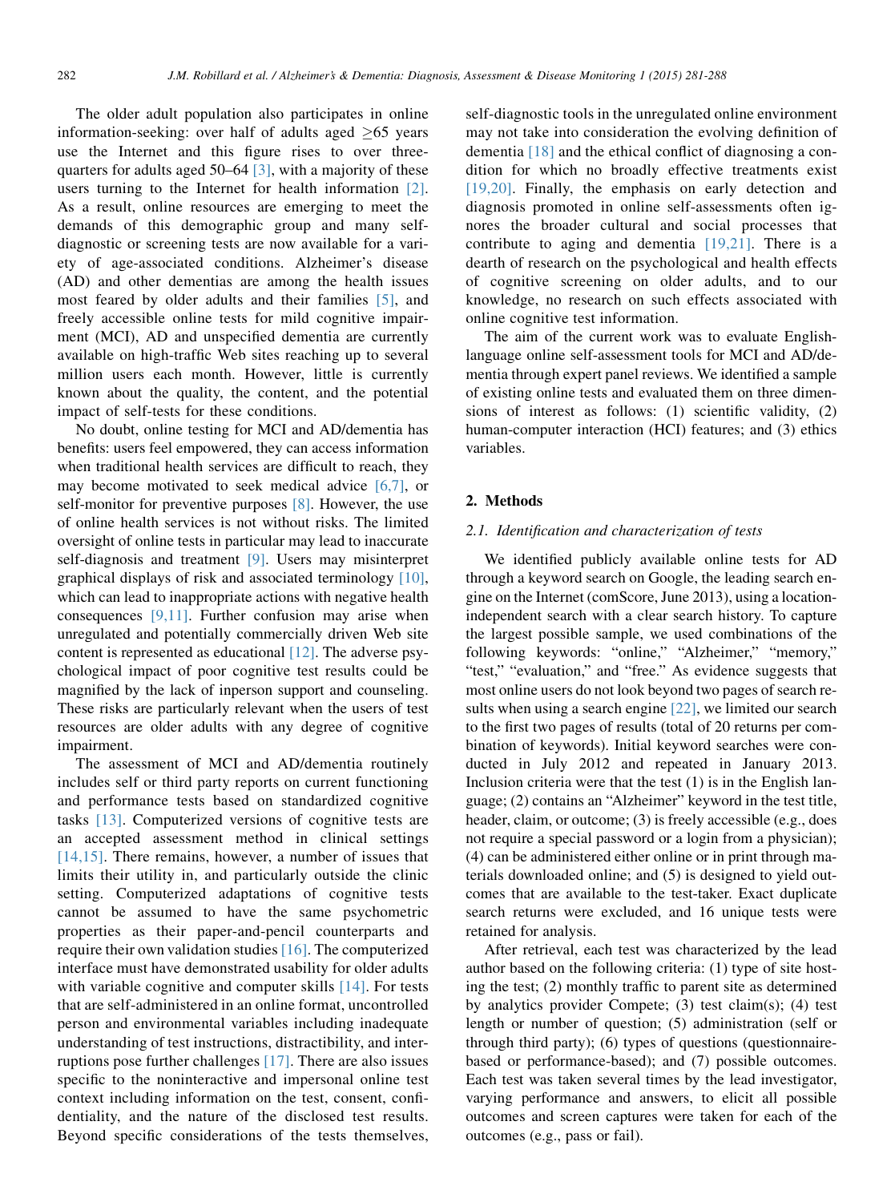The older adult population also participates in online information-seeking: over half of adults aged ≥65 years use the Internet and this figure rises to over three-quarters for adults aged 50–64 [3], with a majority of these users turning to the Internet for health information [2]. As a result, online resources are emerging to meet the demands of this demographic group and many self-diagnostic or screening tests are now available for a variety of age-associated conditions. Alzheimer's disease (AD) and other dementias are among the health issues most feared by older adults and their families [5], and freely accessible online tests for mild cognitive impairment (MCI), AD and unspecified dementia are currently available on high-traffic Web sites reaching up to several million users each month. However, little is currently known about the quality, the content, and the potential impact of self-tests for these conditions.

No doubt, online testing for MCI and AD/dementia has benefits: users feel empowered, they can access information when traditional health services are difficult to reach, they may become motivated to seek medical advice [6,7], or self-monitor for preventive purposes [8]. However, the use of online health services is not without risks. The limited oversight of online tests in particular may lead to inaccurate self-diagnosis and treatment [9]. Users may misinterpret graphical displays of risk and associated terminology [10], which can lead to inappropriate actions with negative health consequences [9,11]. Further confusion may arise when unregulated and potentially commercially driven Web site content is represented as educational [12]. The adverse psychological impact of poor cognitive test results could be magnified by the lack of inperson support and counseling. These risks are particularly relevant when the users of test resources are older adults with any degree of cognitive impairment.

The assessment of MCI and AD/dementia routinely includes self or third party reports on current functioning and performance tests based on standardized cognitive tasks [13]. Computerized versions of cognitive tests are an accepted assessment method in clinical settings [14,15]. There remains, however, a number of issues that limits their utility in, and particularly outside the clinic setting. Computerized adaptations of cognitive tests cannot be assumed to have the same psychometric properties as their paper-and-pencil counterparts and require their own validation studies [16]. The computerized interface must have demonstrated usability for older adults with variable cognitive and computer skills [14]. For tests that are self-administered in an online format, uncontrolled person and environmental variables including inadequate understanding of test instructions, distractibility, and interruptions pose further challenges [17]. There are also issues specific to the noninteractive and impersonal online test context including information on the test, consent, confidentiality, and the nature of the disclosed test results. Beyond specific considerations of the tests themselves, self-diagnostic tools in the unregulated online environment may not take into consideration the evolving definition of dementia [18] and the ethical conflict of diagnosing a condition for which no broadly effective treatments exist [19,20]. Finally, the emphasis on early detection and diagnosis promoted in online self-assessments often ignores the broader cultural and social processes that contribute to aging and dementia [19,21]. There is a dearth of research on the psychological and health effects of cognitive screening on older adults, and to our knowledge, no research on such effects associated with online cognitive test information.

The aim of the current work was to evaluate English-language online self-assessment tools for MCI and AD/dementia through expert panel reviews. We identified a sample of existing online tests and evaluated them on three dimensions of interest as follows: (1) scientific validity, (2) human-computer interaction (HCI) features; and (3) ethics variables.

## 2. Methods

### *2.1. Identification and characterization of tests*

We identified publicly available online tests for AD through a keyword search on Google, the leading search engine on the Internet (comScore, June 2013), using a location-independent search with a clear search history. To capture the largest possible sample, we used combinations of the following keywords: "online," "Alzheimer," "memory," "test," "evaluation," and "free." As evidence suggests that most online users do not look beyond two pages of search results when using a search engine [22], we limited our search to the first two pages of results (total of 20 returns per combination of keywords). Initial keyword searches were conducted in July 2012 and repeated in January 2013. Inclusion criteria were that the test (1) is in the English language; (2) contains an "Alzheimer" keyword in the test title, header, claim, or outcome; (3) is freely accessible (e.g., does not require a special password or a login from a physician); (4) can be administered either online or in print through materials downloaded online; and (5) is designed to yield outcomes that are available to the test-taker. Exact duplicate search returns were excluded, and 16 unique tests were retained for analysis.

After retrieval, each test was characterized by the lead author based on the following criteria: (1) type of site hosting the test; (2) monthly traffic to parent site as determined by analytics provider Compete; (3) test claim(s); (4) test length or number of question; (5) administration (self or through third party); (6) types of questions (questionnaire-based or performance-based); and (7) possible outcomes. Each test was taken several times by the lead investigator, varying performance and answers, to elicit all possible outcomes and screen captures were taken for each of the outcomes (e.g., pass or fail).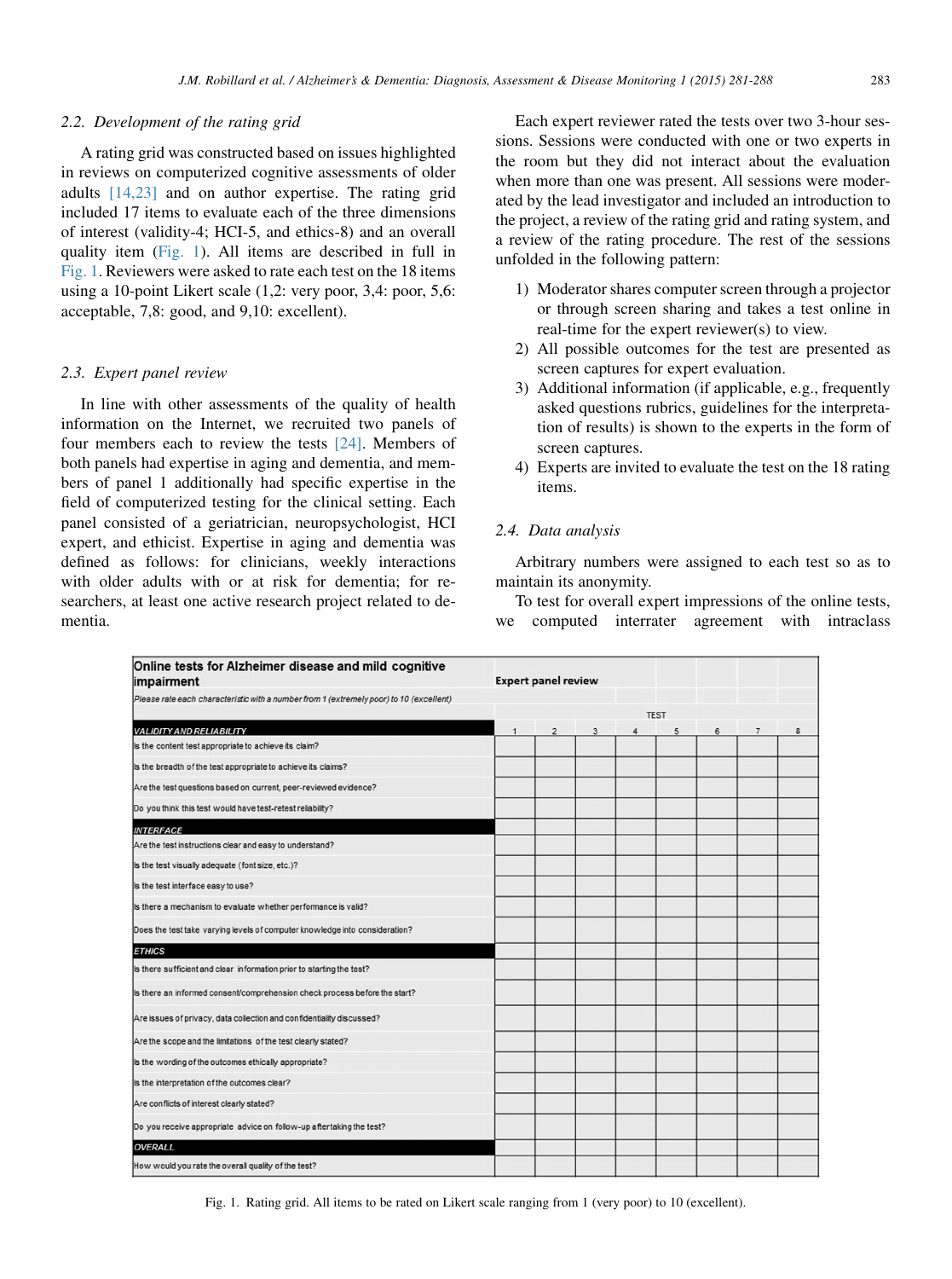### 2.2. Development of the rating grid

A rating grid was constructed based on issues highlighted in reviews on computerized cognitive assessments of older adults [14,23] and on author expertise. The rating grid included 17 items to evaluate each of the three dimensions of interest (validity-4; HCI-5, and ethics-8) and an overall quality item (Fig. 1). All items are described in full in Fig. 1. Reviewers were asked to rate each test on the 18 items using a 10-point Likert scale (1,2: very poor, 3,4: poor, 5,6: acceptable, 7,8: good, and 9,10: excellent).

### 2.3. Expert panel review

In line with other assessments of the quality of health information on the Internet, we recruited two panels of four members each to review the tests [24]. Members of both panels had expertise in aging and dementia, and members of panel 1 additionally had specific expertise in the field of computerized testing for the clinical setting. Each panel consisted of a geriatrician, neuropsychologist, HCI expert, and ethicist. Expertise in aging and dementia was defined as follows: for clinicians, weekly interactions with older adults with or at risk for dementia; for researchers, at least one active research project related to dementia.

Each expert reviewer rated the tests over two 3-hour sessions. Sessions were conducted with one or two experts in the room but they did not interact about the evaluation when more than one was present. All sessions were moderated by the lead investigator and included an introduction to the project, a review of the rating grid and rating system, and a review of the rating procedure. The rest of the sessions unfolded in the following pattern:

1) Moderator shares computer screen through a projector or through screen sharing and takes a test online in real-time for the expert reviewer(s) to view.
2) All possible outcomes for the test are presented as screen captures for expert evaluation.
3) Additional information (if applicable, e.g., frequently asked questions rubrics, guidelines for the interpretation of results) is shown to the experts in the form of screen captures.
4) Experts are invited to evaluate the test on the 18 rating items.

### 2.4. Data analysis

Arbitrary numbers were assigned to each test so as to maintain its anonymity.

To test for overall expert impressions of the online tests, we computed interrater agreement with intraclass

| Online tests for Alzheimer disease and mild cognitive impairment | Expert panel review | | | | | | | |
|---|---|---|---|---|---|---|---|---|
| *Please rate each characteristic with a number from 1 (extremely poor) to 10 (excellent)* | | | | | | | | |
| | TEST | | | | | | | |
| *VALIDITY AND RELIABILITY* | 1 | 2 | 3 | 4 | 5 | 6 | 7 | 8 |
| Is the content test appropriate to achieve its claim? | | | | | | | | |
| Is the breadth of the test appropriate to achieve its claims? | | | | | | | | |
| Are the test questions based on current, peer-reviewed evidence? | | | | | | | | |
| Do you think this test would have test-retest reliability? | | | | | | | | |
| *INTERFACE* | | | | | | | | |
| Are the test instructions clear and easy to understand? | | | | | | | | |
| Is the test visually adequate (font size, etc.)? | | | | | | | | |
| Is the test interface easy to use? | | | | | | | | |
| Is there a mechanism to evaluate whether performance is valid? | | | | | | | | |
| Does the test take varying levels of computer knowledge into consideration? | | | | | | | | |
| *ETHICS* | | | | | | | | |
| Is there sufficient and clear information prior to starting the test? | | | | | | | | |
| Is there an informed consent/comprehension check process before the start? | | | | | | | | |
| Are issues of privacy, data collection and confidentiality discussed? | | | | | | | | |
| Are the scope and the limitations of the test clearly stated? | | | | | | | | |
| Is the wording of the outcomes ethically appropriate? | | | | | | | | |
| Is the interpretation of the outcomes clear? | | | | | | | | |
| Are conflicts of interest clearly stated? | | | | | | | | |
| Do you receive appropriate advice on follow-up after taking the test? | | | | | | | | |
| *OVERALL* | | | | | | | | |
| How would you rate the overall quality of the test? | | | | | | | | |

Fig. 1. Rating grid. All items to be rated on Likert scale ranging from 1 (very poor) to 10 (excellent).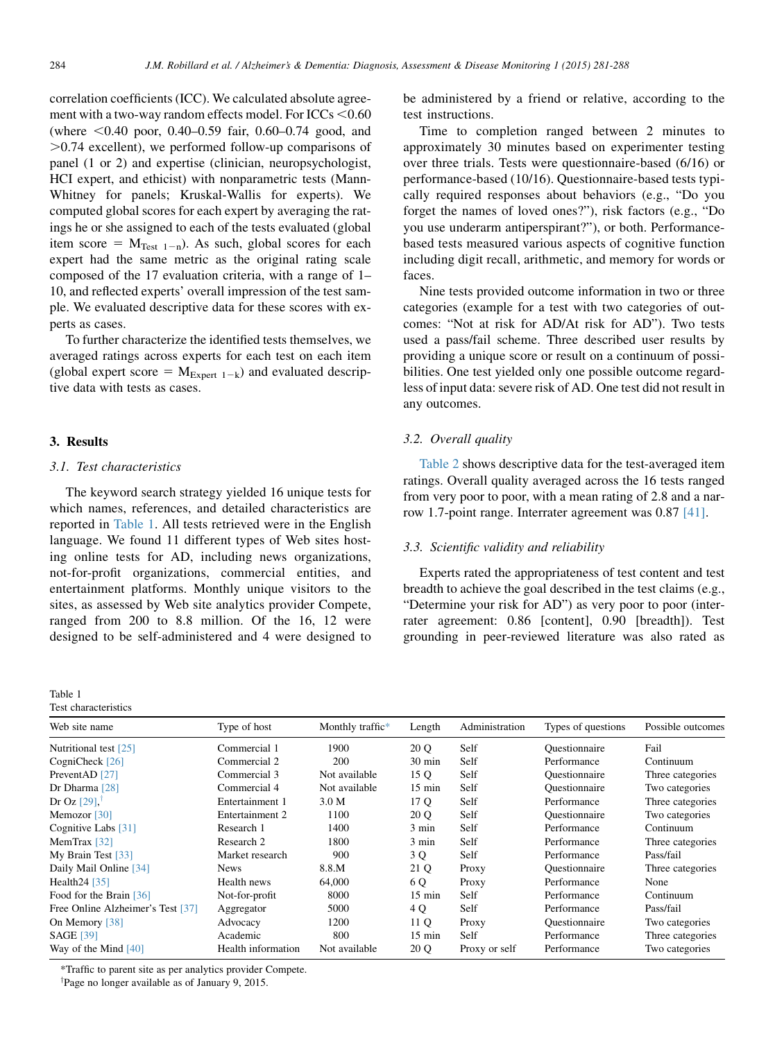correlation coefficients (ICC). We calculated absolute agreement with a two-way random effects model. For ICCs <0.60 (where <0.40 poor, 0.40–0.59 fair, 0.60–0.74 good, and >0.74 excellent), we performed follow-up comparisons of panel (1 or 2) and expertise (clinician, neuropsychologist, HCI expert, and ethicist) with nonparametric tests (Mann-Whitney for panels; Kruskal-Wallis for experts). We computed global scores for each expert by averaging the ratings he or she assigned to each of the tests evaluated (global item score = $M_{Test\ 1-n}$). As such, global scores for each expert had the same metric as the original rating scale composed of the 17 evaluation criteria, with a range of 1–10, and reflected experts' overall impression of the test sample. We evaluated descriptive data for these scores with experts as cases.

To further characterize the identified tests themselves, we averaged ratings across experts for each test on each item (global expert score = $M_{Expert\ 1-k}$) and evaluated descriptive data with tests as cases.

## 3. Results

### 3.1. Test characteristics

The keyword search strategy yielded 16 unique tests for which names, references, and detailed characteristics are reported in Table 1. All tests retrieved were in the English language. We found 11 different types of Web sites hosting online tests for AD, including news organizations, not-for-profit organizations, commercial entities, and entertainment platforms. Monthly unique visitors to the sites, as assessed by Web site analytics provider Compete, ranged from 200 to 8.8 million. Of the 16, 12 were designed to be self-administered and 4 were designed to be administered by a friend or relative, according to the test instructions.

Time to completion ranged between 2 minutes to approximately 30 minutes based on experimenter testing over three trials. Tests were questionnaire-based (6/16) or performance-based (10/16). Questionnaire-based tests typically required responses about behaviors (e.g., "Do you forget the names of loved ones?"), risk factors (e.g., "Do you use underarm antiperspirant?"), or both. Performance-based tests measured various aspects of cognitive function including digit recall, arithmetic, and memory for words or faces.

Nine tests provided outcome information in two or three categories (example for a test with two categories of outcomes: "Not at risk for AD/At risk for AD"). Two tests used a pass/fail scheme. Three described user results by providing a unique score or result on a continuum of possibilities. One test yielded only one possible outcome regardless of input data: severe risk of AD. One test did not result in any outcomes.

### 3.2. Overall quality

Table 2 shows descriptive data for the test-averaged item ratings. Overall quality averaged across the 16 tests ranged from very poor to poor, with a mean rating of 2.8 and a narrow 1.7-point range. Interrater agreement was 0.87 [41].

### 3.3. Scientific validity and reliability

Experts rated the appropriateness of test content and test breadth to achieve the goal described in the test claims (e.g., "Determine your risk for AD") as very poor to poor (interrater agreement: 0.86 [content], 0.90 [breadth]). Test grounding in peer-reviewed literature was also rated as

Table 1
Test characteristics

| Web site name | Type of host | Monthly traffic* | Length | Administration | Types of questions | Possible outcomes |
|---|---|---|---|---|---|---|
| Nutritional test [25] | Commercial 1 | 1900 | 20 Q | Self | Questionnaire | Fail |
| CogniCheck [26] | Commercial 2 | 200 | 30 min | Self | Performance | Continuum |
| PreventAD [27] | Commercial 3 | Not available | 15 Q | Self | Questionnaire | Three categories |
| Dr Dharma [28] | Commercial 4 | Not available | 15 min | Self | Questionnaire | Two categories |
| Dr Oz [29],† | Entertainment 1 | 3.0 M | 17 Q | Self | Performance | Three categories |
| Memozor [30] | Entertainment 2 | 1100 | 20 Q | Self | Questionnaire | Two categories |
| Cognitive Labs [31] | Research 1 | 1400 | 3 min | Self | Performance | Continuum |
| MemTrax [32] | Research 2 | 1800 | 3 min | Self | Performance | Three categories |
| My Brain Test [33] | Market research | 900 | 3 Q | Self | Performance | Pass/fail |
| Daily Mail Online [34] | News | 8.8.M | 21 Q | Proxy | Questionnaire | Three categories |
| Health24 [35] | Health news | 64,000 | 6 Q | Proxy | Performance | None |
| Food for the Brain [36] | Not-for-profit | 8000 | 15 min | Self | Performance | Continuum |
| Free Online Alzheimer's Test [37] | Aggregator | 5000 | 4 Q | Self | Performance | Pass/fail |
| On Memory [38] | Advocacy | 1200 | 11 Q | Proxy | Questionnaire | Two categories |
| SAGE [39] | Academic | 800 | 15 min | Self | Performance | Three categories |
| Way of the Mind [40] | Health information | Not available | 20 Q | Proxy or self | Performance | Two categories |

*Traffic to parent site as per analytics provider Compete.
†Page no longer available as of January 9, 2015.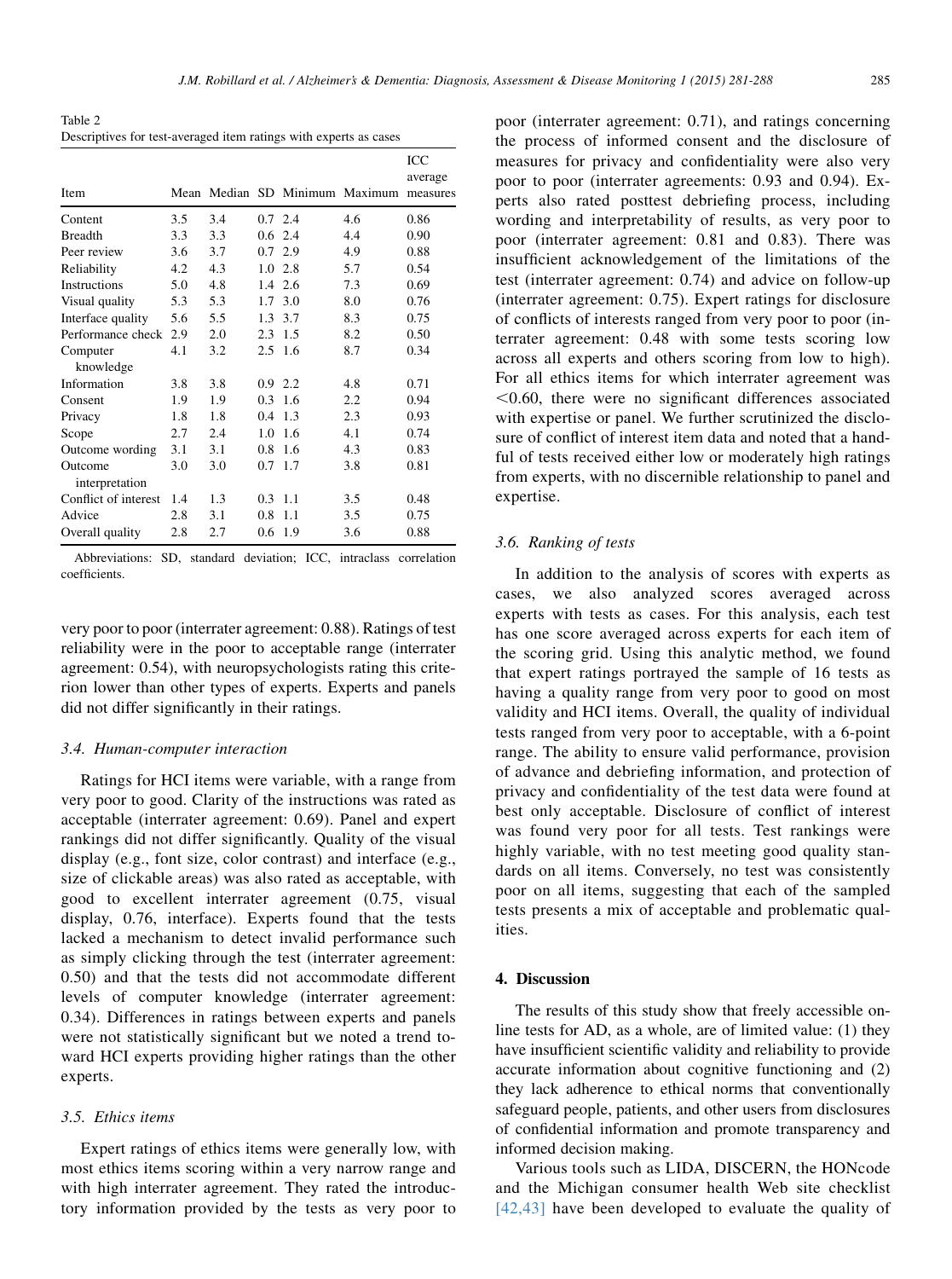Table 2
Descriptives for test-averaged item ratings with experts as cases

| Item | Mean | Median | SD | Minimum | Maximum | ICC average measures |
|---|---|---|---|---|---|---|
| Content | 3.5 | 3.4 | 0.7 | 2.4 | 4.6 | 0.86 |
| Breadth | 3.3 | 3.3 | 0.6 | 2.4 | 4.4 | 0.90 |
| Peer review | 3.6 | 3.7 | 0.7 | 2.9 | 4.9 | 0.88 |
| Reliability | 4.2 | 4.3 | 1.0 | 2.8 | 5.7 | 0.54 |
| Instructions | 5.0 | 4.8 | 1.4 | 2.6 | 7.3 | 0.69 |
| Visual quality | 5.3 | 5.3 | 1.7 | 3.0 | 8.0 | 0.76 |
| Interface quality | 5.6 | 5.5 | 1.3 | 3.7 | 8.3 | 0.75 |
| Performance check | 2.9 | 2.0 | 2.3 | 1.5 | 8.2 | 0.50 |
| Computer knowledge | 4.1 | 3.2 | 2.5 | 1.6 | 8.7 | 0.34 |
| Information | 3.8 | 3.8 | 0.9 | 2.2 | 4.8 | 0.71 |
| Consent | 1.9 | 1.9 | 0.3 | 1.6 | 2.2 | 0.94 |
| Privacy | 1.8 | 1.8 | 0.4 | 1.3 | 2.3 | 0.93 |
| Scope | 2.7 | 2.4 | 1.0 | 1.6 | 4.1 | 0.74 |
| Outcome wording | 3.1 | 3.1 | 0.8 | 1.6 | 4.3 | 0.83 |
| Outcome interpretation | 3.0 | 3.0 | 0.7 | 1.7 | 3.8 | 0.81 |
| Conflict of interest | 1.4 | 1.3 | 0.3 | 1.1 | 3.5 | 0.48 |
| Advice | 2.8 | 3.1 | 0.8 | 1.1 | 3.5 | 0.75 |
| Overall quality | 2.8 | 2.7 | 0.6 | 1.9 | 3.6 | 0.88 |

Abbreviations: SD, standard deviation; ICC, intraclass correlation coefficients.

very poor to poor (interrater agreement: 0.88). Ratings of test reliability were in the poor to acceptable range (interrater agreement: 0.54), with neuropsychologists rating this criterion lower than other types of experts. Experts and panels did not differ significantly in their ratings.

### 3.4. Human-computer interaction

Ratings for HCI items were variable, with a range from very poor to good. Clarity of the instructions was rated as acceptable (interrater agreement: 0.69). Panel and expert rankings did not differ significantly. Quality of the visual display (e.g., font size, color contrast) and interface (e.g., size of clickable areas) was also rated as acceptable, with good to excellent interrater agreement (0.75, visual display, 0.76, interface). Experts found that the tests lacked a mechanism to detect invalid performance such as simply clicking through the test (interrater agreement: 0.50) and that the tests did not accommodate different levels of computer knowledge (interrater agreement: 0.34). Differences in ratings between experts and panels were not statistically significant but we noted a trend toward HCI experts providing higher ratings than the other experts.

### 3.5. Ethics items

Expert ratings of ethics items were generally low, with most ethics items scoring within a very narrow range and with high interrater agreement. They rated the introductory information provided by the tests as very poor to poor (interrater agreement: 0.71), and ratings concerning the process of informed consent and the disclosure of measures for privacy and confidentiality were also very poor to poor (interrater agreements: 0.93 and 0.94). Experts also rated posttest debriefing process, including wording and interpretability of results, as very poor to poor (interrater agreement: 0.81 and 0.83). There was insufficient acknowledgement of the limitations of the test (interrater agreement: 0.74) and advice on follow-up (interrater agreement: 0.75). Expert ratings for disclosure of conflicts of interests ranged from very poor to poor (interrater agreement: 0.48 with some tests scoring low across all experts and others scoring from low to high). For all ethics items for which interrater agreement was <0.60, there were no significant differences associated with expertise or panel. We further scrutinized the disclosure of conflict of interest item data and noted that a handful of tests received either low or moderately high ratings from experts, with no discernible relationship to panel and expertise.

### 3.6. Ranking of tests

In addition to the analysis of scores with experts as cases, we also analyzed scores averaged across experts with tests as cases. For this analysis, each test has one score averaged across experts for each item of the scoring grid. Using this analytic method, we found that expert ratings portrayed the sample of 16 tests as having a quality range from very poor to good on most validity and HCI items. Overall, the quality of individual tests ranged from very poor to acceptable, with a 6-point range. The ability to ensure valid performance, provision of advance and debriefing information, and protection of privacy and confidentiality of the test data were found at best only acceptable. Disclosure of conflict of interest was found very poor for all tests. Test rankings were highly variable, with no test meeting good quality standards on all items. Conversely, no test was consistently poor on all items, suggesting that each of the sampled tests presents a mix of acceptable and problematic qualities.

## 4. Discussion

The results of this study show that freely accessible online tests for AD, as a whole, are of limited value: (1) they have insufficient scientific validity and reliability to provide accurate information about cognitive functioning and (2) they lack adherence to ethical norms that conventionally safeguard people, patients, and other users from disclosures of confidential information and promote transparency and informed decision making.

Various tools such as LIDA, DISCERN, the HONcode and the Michigan consumer health Web site checklist [42,43] have been developed to evaluate the quality of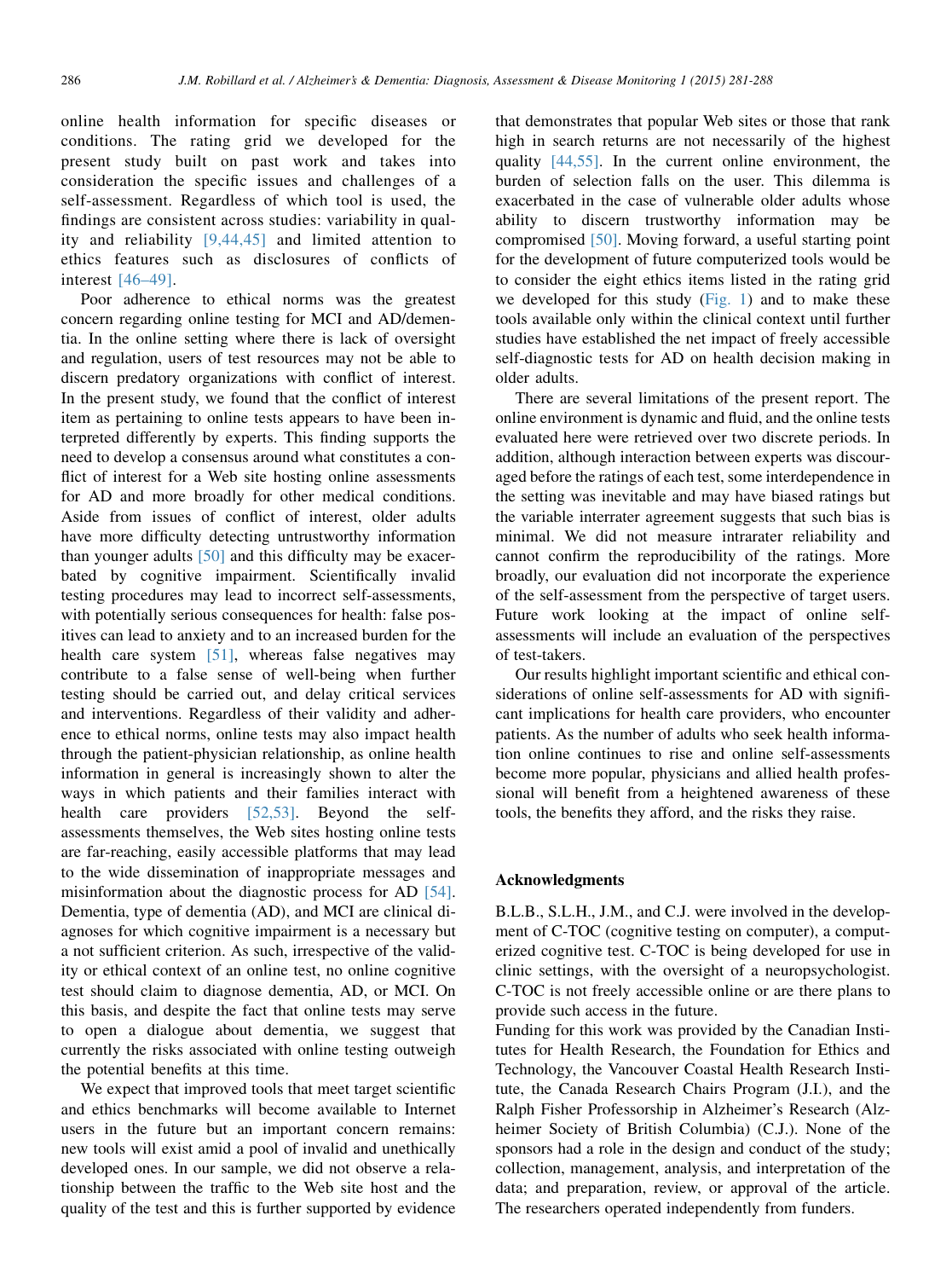online health information for specific diseases or conditions. The rating grid we developed for the present study built on past work and takes into consideration the specific issues and challenges of a self-assessment. Regardless of which tool is used, the findings are consistent across studies: variability in quality and reliability [9,44,45] and limited attention to ethics features such as disclosures of conflicts of interest [46–49].

Poor adherence to ethical norms was the greatest concern regarding online testing for MCI and AD/dementia. In the online setting where there is lack of oversight and regulation, users of test resources may not be able to discern predatory organizations with conflict of interest. In the present study, we found that the conflict of interest item as pertaining to online tests appears to have been interpreted differently by experts. This finding supports the need to develop a consensus around what constitutes a conflict of interest for a Web site hosting online assessments for AD and more broadly for other medical conditions. Aside from issues of conflict of interest, older adults have more difficulty detecting untrustworthy information than younger adults [50] and this difficulty may be exacerbated by cognitive impairment. Scientifically invalid testing procedures may lead to incorrect self-assessments, with potentially serious consequences for health: false positives can lead to anxiety and to an increased burden for the health care system [51], whereas false negatives may contribute to a false sense of well-being when further testing should be carried out, and delay critical services and interventions. Regardless of their validity and adherence to ethical norms, online tests may also impact health through the patient-physician relationship, as online health information in general is increasingly shown to alter the ways in which patients and their families interact with health care providers [52,53]. Beyond the self-assessments themselves, the Web sites hosting online tests are far-reaching, easily accessible platforms that may lead to the wide dissemination of inappropriate messages and misinformation about the diagnostic process for AD [54]. Dementia, type of dementia (AD), and MCI are clinical diagnoses for which cognitive impairment is a necessary but a not sufficient criterion. As such, irrespective of the validity or ethical context of an online test, no online cognitive test should claim to diagnose dementia, AD, or MCI. On this basis, and despite the fact that online tests may serve to open a dialogue about dementia, we suggest that currently the risks associated with online testing outweigh the potential benefits at this time.

We expect that improved tools that meet target scientific and ethics benchmarks will become available to Internet users in the future but an important concern remains: new tools will exist amid a pool of invalid and unethically developed ones. In our sample, we did not observe a relationship between the traffic to the Web site host and the quality of the test and this is further supported by evidence that demonstrates that popular Web sites or those that rank high in search returns are not necessarily of the highest quality [44,55]. In the current online environment, the burden of selection falls on the user. This dilemma is exacerbated in the case of vulnerable older adults whose ability to discern trustworthy information may be compromised [50]. Moving forward, a useful starting point for the development of future computerized tools would be to consider the eight ethics items listed in the rating grid we developed for this study (Fig. 1) and to make these tools available only within the clinical context until further studies have established the net impact of freely accessible self-diagnostic tests for AD on health decision making in older adults.

There are several limitations of the present report. The online environment is dynamic and fluid, and the online tests evaluated here were retrieved over two discrete periods. In addition, although interaction between experts was discouraged before the ratings of each test, some interdependence in the setting was inevitable and may have biased ratings but the variable interrater agreement suggests that such bias is minimal. We did not measure intrarater reliability and cannot confirm the reproducibility of the ratings. More broadly, our evaluation did not incorporate the experience of the self-assessment from the perspective of target users. Future work looking at the impact of online self-assessments will include an evaluation of the perspectives of test-takers.

Our results highlight important scientific and ethical considerations of online self-assessments for AD with significant implications for health care providers, who encounter patients. As the number of adults who seek health information online continues to rise and online self-assessments become more popular, physicians and allied health professional will benefit from a heightened awareness of these tools, the benefits they afford, and the risks they raise.

## Acknowledgments

B.L.B., S.L.H., J.M., and C.J. were involved in the development of C-TOC (cognitive testing on computer), a computerized cognitive test. C-TOC is being developed for use in clinic settings, with the oversight of a neuropsychologist. C-TOC is not freely accessible online or are there plans to provide such access in the future.

Funding for this work was provided by the Canadian Institutes for Health Research, the Foundation for Ethics and Technology, the Vancouver Coastal Health Research Institute, the Canada Research Chairs Program (J.I.), and the Ralph Fisher Professorship in Alzheimer's Research (Alzheimer Society of British Columbia) (C.J.). None of the sponsors had a role in the design and conduct of the study; collection, management, analysis, and interpretation of the data; and preparation, review, or approval of the article. The researchers operated independently from funders.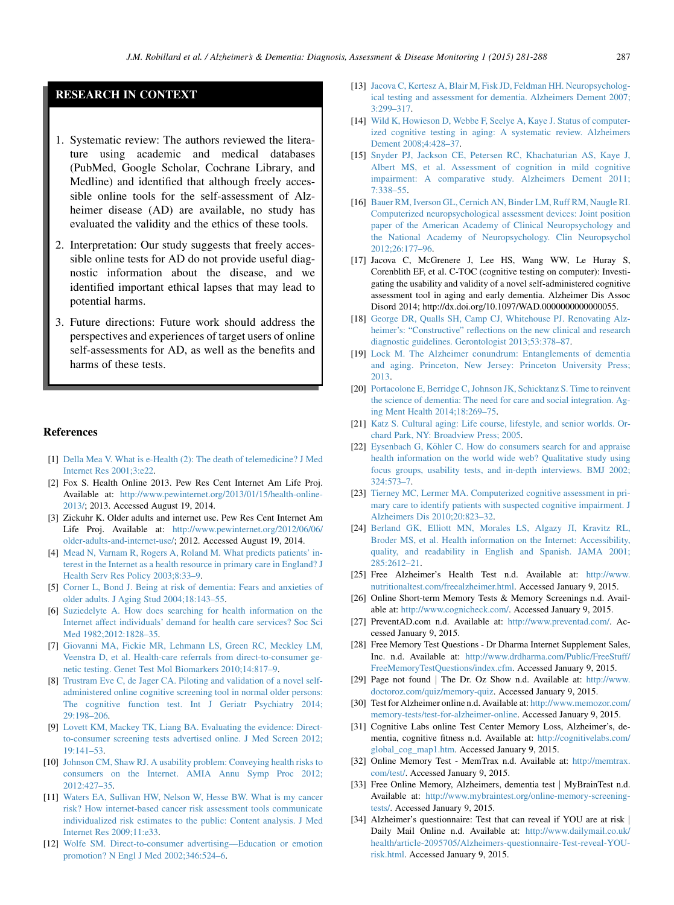## RESEARCH IN CONTEXT

1. Systematic review: The authors reviewed the literature using academic and medical databases (PubMed, Google Scholar, Cochrane Library, and Medline) and identified that although freely accessible online tools for the self-assessment of Alzheimer disease (AD) are available, no study has evaluated the validity and the ethics of these tools.
2. Interpretation: Our study suggests that freely accessible online tests for AD do not provide useful diagnostic information about the disease, and we identified important ethical lapses that may lead to potential harms.
3. Future directions: Future work should address the perspectives and experiences of target users of online self-assessments for AD, as well as the benefits and harms of these tests.

## References

[1] Della Mea V. What is e-Health (2): The death of telemedicine? J Med Internet Res 2001;3:e22.

[2] Fox S. Health Online 2013. Pew Res Cent Internet Am Life Proj. Available at: http://www.pewinternet.org/2013/01/15/health-online-2013/; 2013. Accessed August 19, 2014.

[3] Zickuhr K. Older adults and internet use. Pew Res Cent Internet Am Life Proj. Available at: http://www.pewinternet.org/2012/06/06/older-adults-and-internet-use/; 2012. Accessed August 19, 2014.

[4] Mead N, Varnam R, Rogers A, Roland M. What predicts patients' interest in the Internet as a health resource in primary care in England? J Health Serv Res Policy 2003;8:33–9.

[5] Corner L, Bond J. Being at risk of dementia: Fears and anxieties of older adults. J Aging Stud 2004;18:143–55.

[6] Suziedelyte A. How does searching for health information on the Internet affect individuals' demand for health care services? Soc Sci Med 1982;2012:1828–35.

[7] Giovanni MA, Fickie MR, Lehmann LS, Green RC, Meckley LM, Veenstra D, et al. Health-care referrals from direct-to-consumer genetic testing. Genet Test Mol Biomarkers 2010;14:817–9.

[8] Trustram Eve C, de Jager CA. Piloting and validation of a novel self-administered online cognitive screening tool in normal older persons: The cognitive function test. Int J Geriatr Psychiatry 2014;29:198–206.

[9] Lovett KM, Mackey TK, Liang BA. Evaluating the evidence: Direct-to-consumer screening tests advertised online. J Med Screen 2012;19:141–53.

[10] Johnson CM, Shaw RJ. A usability problem: Conveying health risks to consumers on the Internet. AMIA Annu Symp Proc 2012;2012:427–35.

[11] Waters EA, Sullivan HW, Nelson W, Hesse BW. What is my cancer risk? How internet-based cancer risk assessment tools communicate individualized risk estimates to the public: Content analysis. J Med Internet Res 2009;11:e33.

[12] Wolfe SM. Direct-to-consumer advertising—Education or emotion promotion? N Engl J Med 2002;346:524–6.

[13] Jacova C, Kertesz A, Blair M, Fisk JD, Feldman HH. Neuropsychological testing and assessment for dementia. Alzheimers Dement 2007;3:299–317.

[14] Wild K, Howieson D, Webbe F, Seelye A, Kaye J. Status of computerized cognitive testing in aging: A systematic review. Alzheimers Dement 2008;4:428–37.

[15] Snyder PJ, Jackson CE, Petersen RC, Khachaturian AS, Kaye J, Albert MS, et al. Assessment of cognition in mild cognitive impairment: A comparative study. Alzheimers Dement 2011;7:338–55.

[16] Bauer RM, Iverson GL, Cernich AN, Binder LM, Ruff RM, Naugle RI. Computerized neuropsychological assessment devices: Joint position paper of the American Academy of Clinical Neuropsychology and the National Academy of Neuropsychology. Clin Neuropsychol 2012;26:177–96.

[17] Jacova C, McGrenere J, Lee HS, Wang WW, Le Huray S, Corenblith EF, et al. C-TOC (cognitive testing on computer): Investigating the usability and validity of a novel self-administered cognitive assessment tool in aging and early dementia. Alzheimer Dis Assoc Disord 2014; http://dx.doi.org/10.1097/WAD.0000000000000055.

[18] George DR, Qualls SH, Camp CJ, Whitehouse PJ. Renovating Alzheimer's: "Constructive" reflections on the new clinical and research diagnostic guidelines. Gerontologist 2013;53:378–87.

[19] Lock M. The Alzheimer conundrum: Entanglements of dementia and aging. Princeton, New Jersey: Princeton University Press; 2013.

[20] Portacolone E, Berridge C, Johnson JK, Schicktanz S. Time to reinvent the science of dementia: The need for care and social integration. Aging Ment Health 2014;18:269–75.

[21] Katz S. Cultural aging: Life course, lifestyle, and senior worlds. Orchard Park, NY: Broadview Press; 2005.

[22] Eysenbach G, Köhler C. How do consumers search for and appraise health information on the world wide web? Qualitative study using focus groups, usability tests, and in-depth interviews. BMJ 2002;324:573–7.

[23] Tierney MC, Lermer MA. Computerized cognitive assessment in primary care to identify patients with suspected cognitive impairment. J Alzheimers Dis 2010;20:823–32.

[24] Berland GK, Elliott MN, Morales LS, Algazy JI, Kravitz RL, Broder MS, et al. Health information on the Internet: Accessibility, quality, and readability in English and Spanish. JAMA 2001;285:2612–21.

[25] Free Alzheimer's Health Test n.d. Available at: http://www.nutritionaltest.com/freealzheimer.html. Accessed January 9, 2015.

[26] Online Short-term Memory Tests & Memory Screenings n.d. Available at: http://www.cognicheck.com/. Accessed January 9, 2015.

[27] PreventAD.com n.d. Available at: http://www.preventad.com/. Accessed January 9, 2015.

[28] Free Memory Test Questions - Dr Dharma Internet Supplement Sales, Inc. n.d. Available at: http://www.drdharma.com/Public/FreeStuff/FreeMemoryTestQuestions/index.cfm. Accessed January 9, 2015.

[29] Page not found | The Dr. Oz Show n.d. Available at: http://www.doctoroz.com/quiz/memory-quiz. Accessed January 9, 2015.

[30] Test for Alzheimer online n.d. Available at: http://www.memozor.com/memory-tests/test-for-alzheimer-online. Accessed January 9, 2015.

[31] Cognitive Labs online Test Center Memory Loss, Alzheimer's, dementia, cognitive fitness n.d. Available at: http://cognitivelabs.com/global_cog_map1.htm. Accessed January 9, 2015.

[32] Online Memory Test - MemTrax n.d. Available at: http://memtrax.com/test/. Accessed January 9, 2015.

[33] Free Online Memory, Alzheimers, dementia test | MyBrainTest n.d. Available at: http://www.mybraintest.org/online-memory-screening-tests/. Accessed January 9, 2015.

[34] Alzheimer's questionnaire: Test that can reveal if YOU are at risk | Daily Mail Online n.d. Available at: http://www.dailymail.co.uk/health/article-2095705/Alzheimers-questionnaire-Test-reveal-YOU-risk.html. Accessed January 9, 2015.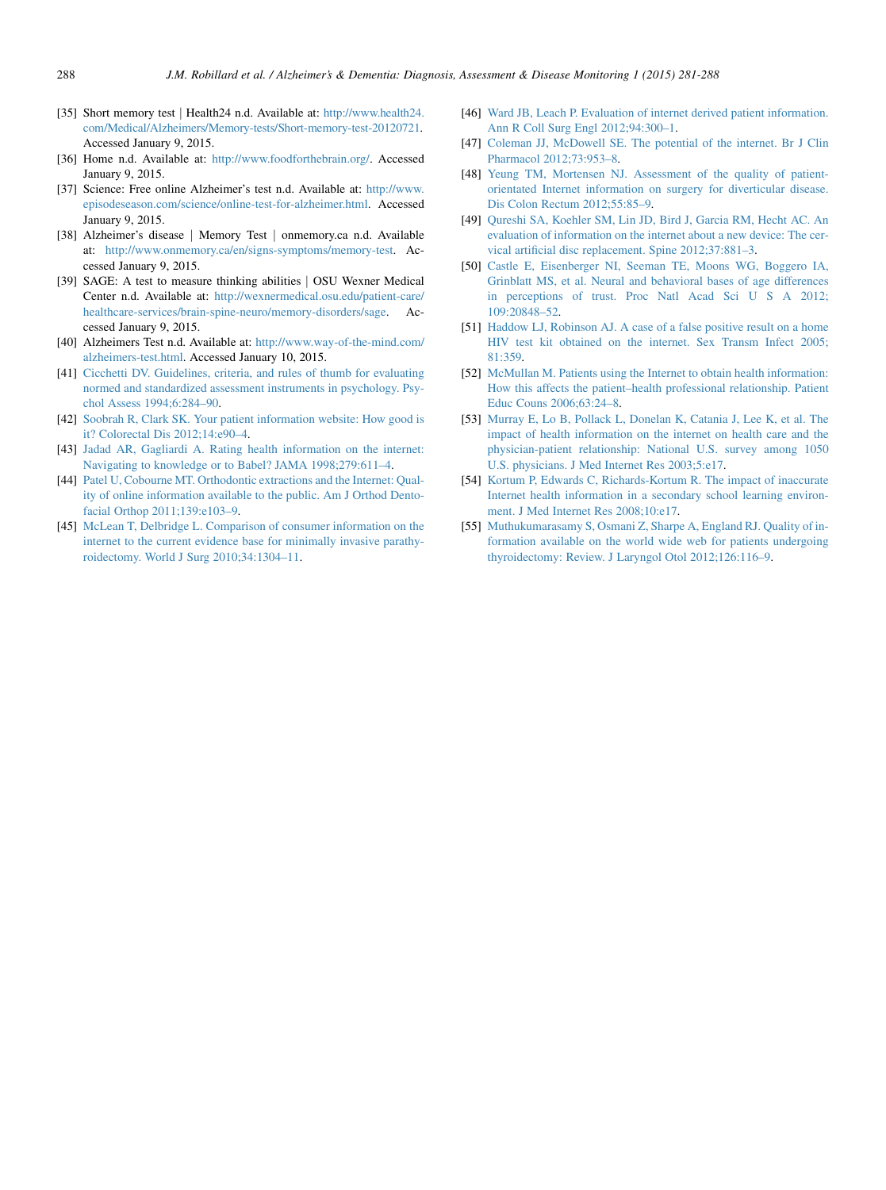[35] Short memory test | Health24 n.d. Available at: http://www.health24.com/Medical/Alzheimers/Memory-tests/Short-memory-test-20120721. Accessed January 9, 2015.

[36] Home n.d. Available at: http://www.foodforthebrain.org/. Accessed January 9, 2015.

[37] Science: Free online Alzheimer's test n.d. Available at: http://www.episodeseason.com/science/online-test-for-alzheimer.html. Accessed January 9, 2015.

[38] Alzheimer's disease | Memory Test | onmemory.ca n.d. Available at: http://www.onmemory.ca/en/signs-symptoms/memory-test. Accessed January 9, 2015.

[39] SAGE: A test to measure thinking abilities | OSU Wexner Medical Center n.d. Available at: http://wexnermedical.osu.edu/patient-care/healthcare-services/brain-spine-neuro/memory-disorders/sage. Accessed January 9, 2015.

[40] Alzheimers Test n.d. Available at: http://www.way-of-the-mind.com/alzheimers-test.html. Accessed January 10, 2015.

[41] Cicchetti DV. Guidelines, criteria, and rules of thumb for evaluating normed and standardized assessment instruments in psychology. Psychol Assess 1994;6:284–90.

[42] Soobrah R, Clark SK. Your patient information website: How good is it? Colorectal Dis 2012;14:e90–4.

[43] Jadad AR, Gagliardi A. Rating health information on the internet: Navigating to knowledge or to Babel? JAMA 1998;279:611–4.

[44] Patel U, Cobourne MT. Orthodontic extractions and the Internet: Quality of online information available to the public. Am J Orthod Dentofacial Orthop 2011;139:e103–9.

[45] McLean T, Delbridge L. Comparison of consumer information on the internet to the current evidence base for minimally invasive parathyroidectomy. World J Surg 2010;34:1304–11.

[46] Ward JB, Leach P. Evaluation of internet derived patient information. Ann R Coll Surg Engl 2012;94:300–1.

[47] Coleman JJ, McDowell SE. The potential of the internet. Br J Clin Pharmacol 2012;73:953–8.

[48] Yeung TM, Mortensen NJ. Assessment of the quality of patient-orientated Internet information on surgery for diverticular disease. Dis Colon Rectum 2012;55:85–9.

[49] Qureshi SA, Koehler SM, Lin JD, Bird J, Garcia RM, Hecht AC. An evaluation of information on the internet about a new device: The cervical artificial disc replacement. Spine 2012;37:881–3.

[50] Castle E, Eisenberger NI, Seeman TE, Moons WG, Boggero IA, Grinblatt MS, et al. Neural and behavioral bases of age differences in perceptions of trust. Proc Natl Acad Sci U S A 2012;109:20848–52.

[51] Haddow LJ, Robinson AJ. A case of a false positive result on a home HIV test kit obtained on the internet. Sex Transm Infect 2005;81:359.

[52] McMullan M. Patients using the Internet to obtain health information: How this affects the patient–health professional relationship. Patient Educ Couns 2006;63:24–8.

[53] Murray E, Lo B, Pollack L, Donelan K, Catania J, Lee K, et al. The impact of health information on the internet on health care and the physician-patient relationship: National U.S. survey among 1050 U.S. physicians. J Med Internet Res 2003;5:e17.

[54] Kortum P, Edwards C, Richards-Kortum R. The impact of inaccurate Internet health information in a secondary school learning environment. J Med Internet Res 2008;10:e17.

[55] Muthukumarasamy S, Osmani Z, Sharpe A, England RJ. Quality of information available on the world wide web for patients undergoing thyroidectomy: Review. J Laryngol Otol 2012;126:116–9.